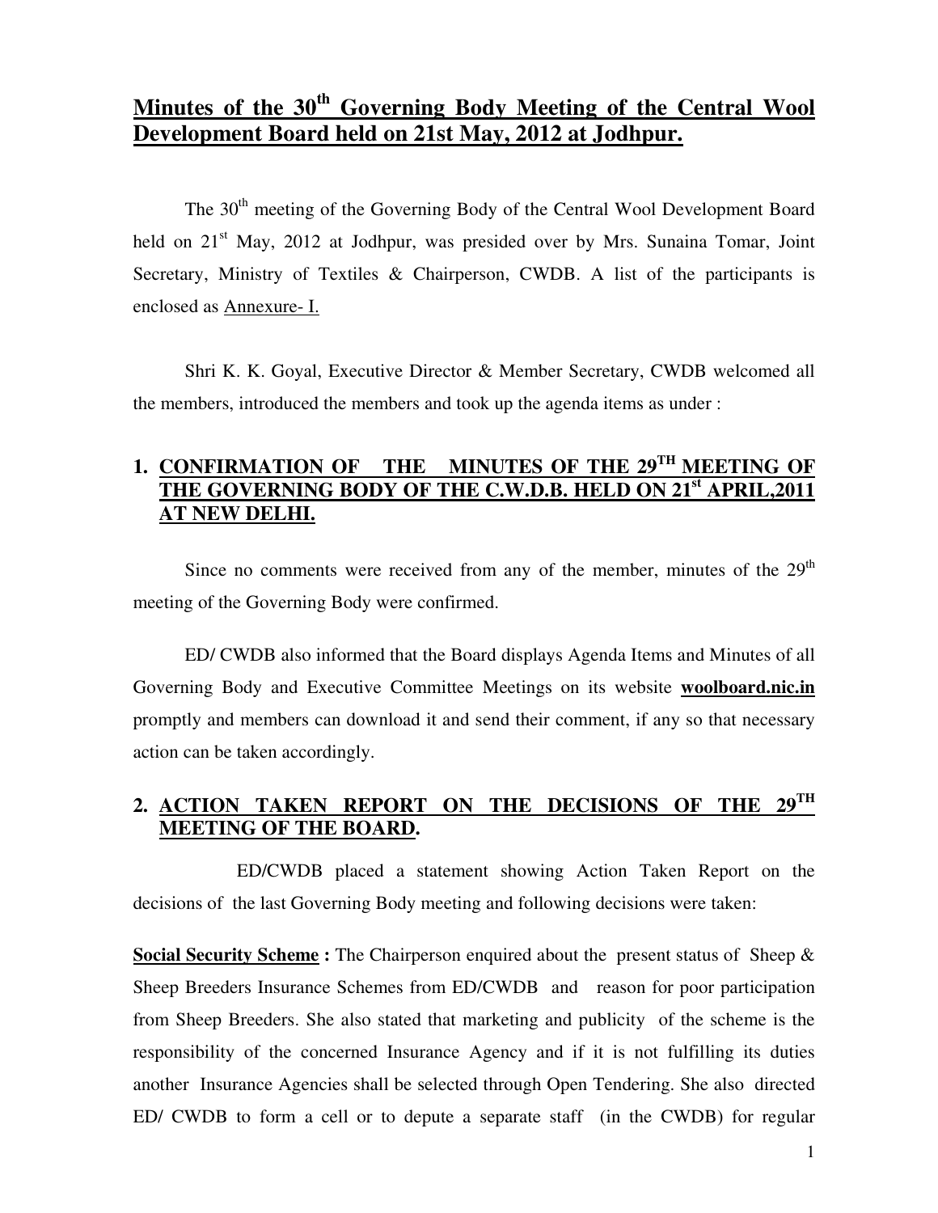# Minutes of the 30th Governing Body Meeting of the Central Wool Development Board held on 21st May, 2012 at Jodhpur.

The 30th meeting of the Governing Body of the Central Wool Development Board held on 21st May, 2012 at Jodhpur, was presided over by Mrs. Sunaina Tomar, Joint Secretary, Ministry of Textiles & Chairperson, CWDB. A list of the participants is enclosed as Annexure- I.

Shri K. K. Goyal, Executive Director & Member Secretary, CWDB welcomed all the members, introduced the members and took up the agenda items as under :

## 1. CONFIRMATION OF THE MINUTES OF THE 29TH MEETING OF THE GOVERNING BODY OF THE C.W.D.B. HELD ON 21st APRIL,2011 AT NEW DELHI.

Since no comments were received from any of the member, minutes of the 29th meeting of the Governing Body were confirmed.

ED/ CWDB also informed that the Board displays Agenda Items and Minutes of all Governing Body and Executive Committee Meetings on its website **woolboard.nic.in** promptly and members can download it and send their comment, if any so that necessary action can be taken accordingly.

## 2. ACTION TAKEN REPORT ON THE DECISIONS OF THE 29TH MEETING OF THE BOARD.

ED/CWDB placed a statement showing Action Taken Report on the decisions of the last Governing Body meeting and following decisions were taken:

**Social Security Scheme :** The Chairperson enquired about the present status of Sheep & Sheep Breeders Insurance Schemes from ED/CWDB and reason for poor participation from Sheep Breeders. She also stated that marketing and publicity of the scheme is the responsibility of the concerned Insurance Agency and if it is not fulfilling its duties another Insurance Agencies shall be selected through Open Tendering. She also directed ED/ CWDB to form a cell or to depute a separate staff (in the CWDB) for regular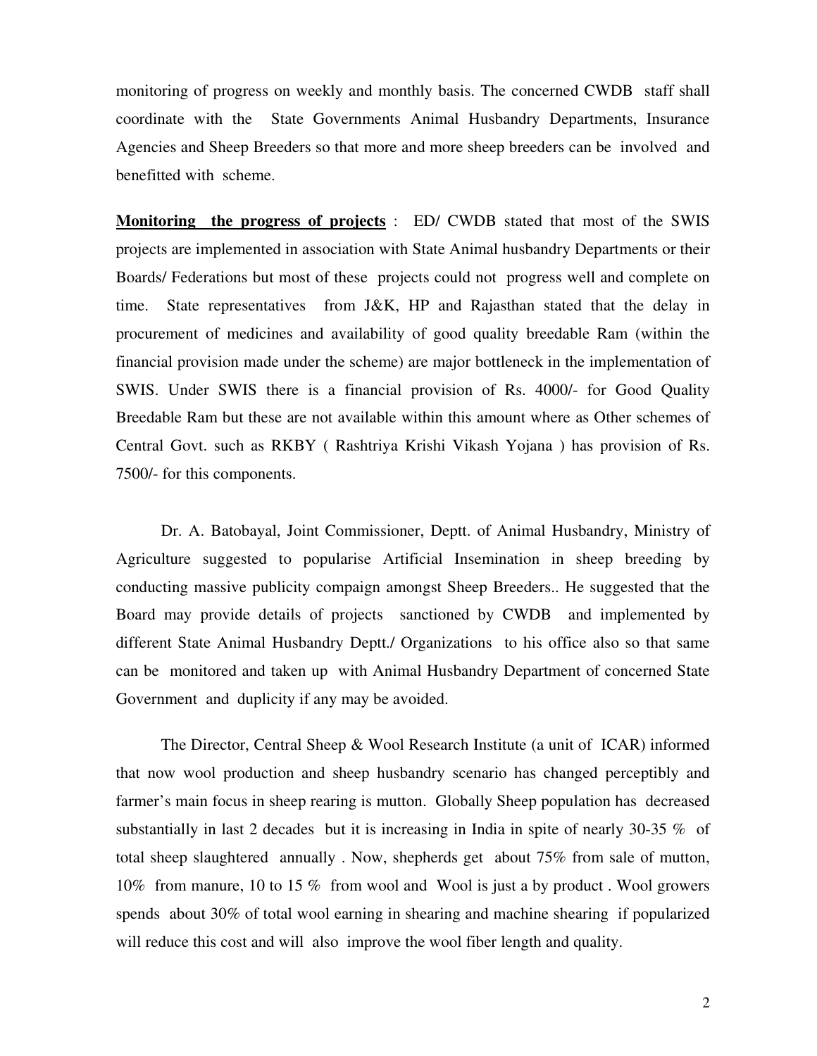monitoring of progress on weekly and monthly basis. The concerned CWDB staff shall coordinate with the State Governments Animal Husbandry Departments, Insurance Agencies and Sheep Breeders so that more and more sheep breeders can be involved and benefitted with scheme.

**<u>Monitoring the progress of projects</u>** : ED/ CWDB stated that most of the SWIS projects are implemented in association with State Animal husbandry Departments or their Boards/ Federations but most of these projects could not progress well and complete on time. State representatives from J&K, HP and Rajasthan stated that the delay in procurement of medicines and availability of good quality breedable Ram (within the financial provision made under the scheme) are major bottleneck in the implementation of SWIS. Under SWIS there is a financial provision of Rs. 4000/- for Good Quality Breedable Ram but these are not available within this amount where as Other schemes of Central Govt. such as RKBY ( Rashtriya Krishi Vikash Yojana ) has provision of Rs. 7500/- for this components.

Dr. A. Batobayal, Joint Commissioner, Deptt. of Animal Husbandry, Ministry of Agriculture suggested to popularise Artificial Insemination in sheep breeding by conducting massive publicity compaign amongst Sheep Breeders.. He suggested that the Board may provide details of projects sanctioned by CWDB and implemented by different State Animal Husbandry Deptt./ Organizations to his office also so that same can be monitored and taken up with Animal Husbandry Department of concerned State Government and duplicity if any may be avoided.

The Director, Central Sheep & Wool Research Institute (a unit of ICAR) informed that now wool production and sheep husbandry scenario has changed perceptibly and farmer's main focus in sheep rearing is mutton. Globally Sheep population has decreased substantially in last 2 decades but it is increasing in India in spite of nearly 30-35 % of total sheep slaughtered annually . Now, shepherds get about 75% from sale of mutton, 10% from manure, 10 to 15 % from wool and Wool is just a by product . Wool growers spends about 30% of total wool earning in shearing and machine shearing if popularized will reduce this cost and will also improve the wool fiber length and quality.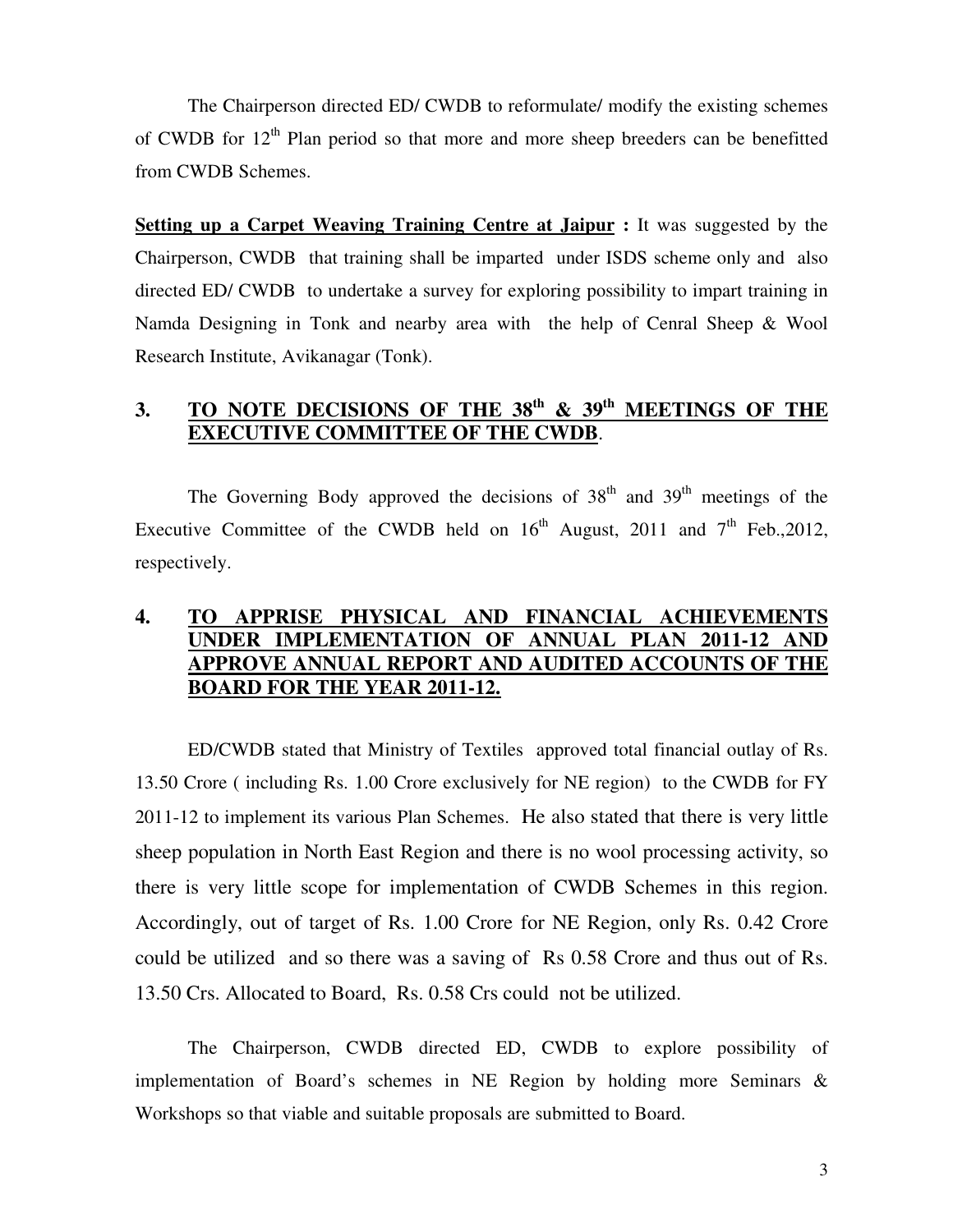The Chairperson directed ED/ CWDB to reformulate/ modify the existing schemes of CWDB for 12th Plan period so that more and more sheep breeders can be benefitted from CWDB Schemes.

**Setting up a Carpet Weaving Training Centre at Jaipur :** It was suggested by the Chairperson, CWDB that training shall be imparted under ISDS scheme only and also directed ED/ CWDB to undertake a survey for exploring possibility to impart training in Namda Designing in Tonk and nearby area with the help of Cenral Sheep & Wool Research Institute, Avikanagar (Tonk).

## 3. TO NOTE DECISIONS OF THE 38th & 39th MEETINGS OF THE EXECUTIVE COMMITTEE OF THE CWDB.

The Governing Body approved the decisions of 38th and 39th meetings of the Executive Committee of the CWDB held on 16th August, 2011 and 7th Feb.,2012, respectively.

## 4. TO APPRISE PHYSICAL AND FINANCIAL ACHIEVEMENTS UNDER IMPLEMENTATION OF ANNUAL PLAN 2011-12 AND APPROVE ANNUAL REPORT AND AUDITED ACCOUNTS OF THE BOARD FOR THE YEAR 2011-12.

ED/CWDB stated that Ministry of Textiles approved total financial outlay of Rs. 13.50 Crore ( including Rs. 1.00 Crore exclusively for NE region) to the CWDB for FY 2011-12 to implement its various Plan Schemes. He also stated that there is very little sheep population in North East Region and there is no wool processing activity, so there is very little scope for implementation of CWDB Schemes in this region. Accordingly, out of target of Rs. 1.00 Crore for NE Region, only Rs. 0.42 Crore could be utilized and so there was a saving of Rs 0.58 Crore and thus out of Rs. 13.50 Crs. Allocated to Board, Rs. 0.58 Crs could not be utilized.

The Chairperson, CWDB directed ED, CWDB to explore possibility of implementation of Board's schemes in NE Region by holding more Seminars & Workshops so that viable and suitable proposals are submitted to Board.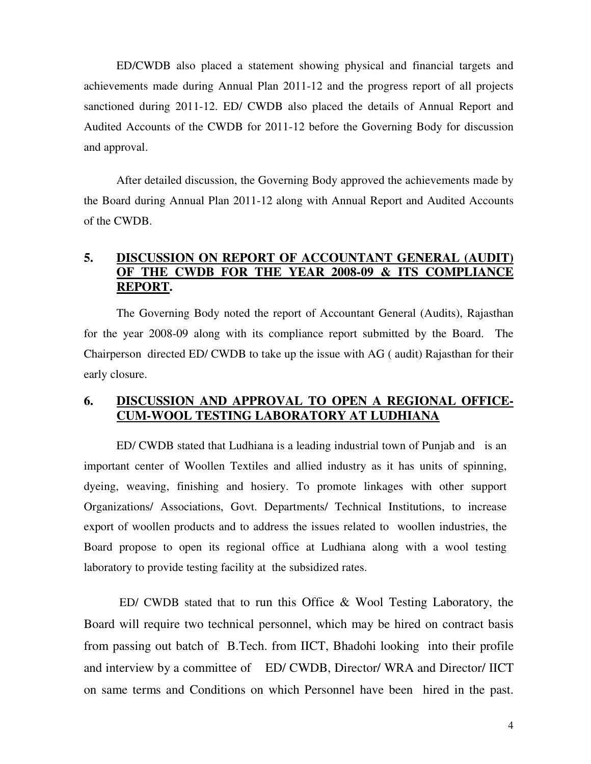ED/CWDB also placed a statement showing physical and financial targets and achievements made during Annual Plan 2011-12 and the progress report of all projects sanctioned during 2011-12. ED/ CWDB also placed the details of Annual Report and Audited Accounts of the CWDB for 2011-12 before the Governing Body for discussion and approval.

After detailed discussion, the Governing Body approved the achievements made by the Board during Annual Plan 2011-12 along with Annual Report and Audited Accounts of the CWDB.

## 5. DISCUSSION ON REPORT OF ACCOUNTANT GENERAL (AUDIT) OF THE CWDB FOR THE YEAR 2008-09 & ITS COMPLIANCE REPORT.

The Governing Body noted the report of Accountant General (Audits), Rajasthan for the year 2008-09 along with its compliance report submitted by the Board. The Chairperson directed ED/ CWDB to take up the issue with AG ( audit) Rajasthan for their early closure.

## 6. DISCUSSION AND APPROVAL TO OPEN A REGIONAL OFFICE-CUM-WOOL TESTING LABORATORY AT LUDHIANA

ED/ CWDB stated that Ludhiana is a leading industrial town of Punjab and is an important center of Woollen Textiles and allied industry as it has units of spinning, dyeing, weaving, finishing and hosiery. To promote linkages with other support Organizations/ Associations, Govt. Departments/ Technical Institutions, to increase export of woollen products and to address the issues related to woollen industries, the Board propose to open its regional office at Ludhiana along with a wool testing laboratory to provide testing facility at the subsidized rates.

ED/ CWDB stated that to run this Office & Wool Testing Laboratory, the Board will require two technical personnel, which may be hired on contract basis from passing out batch of B.Tech. from IICT, Bhadohi looking into their profile and interview by a committee of ED/ CWDB, Director/ WRA and Director/ IICT on same terms and Conditions on which Personnel have been hired in the past.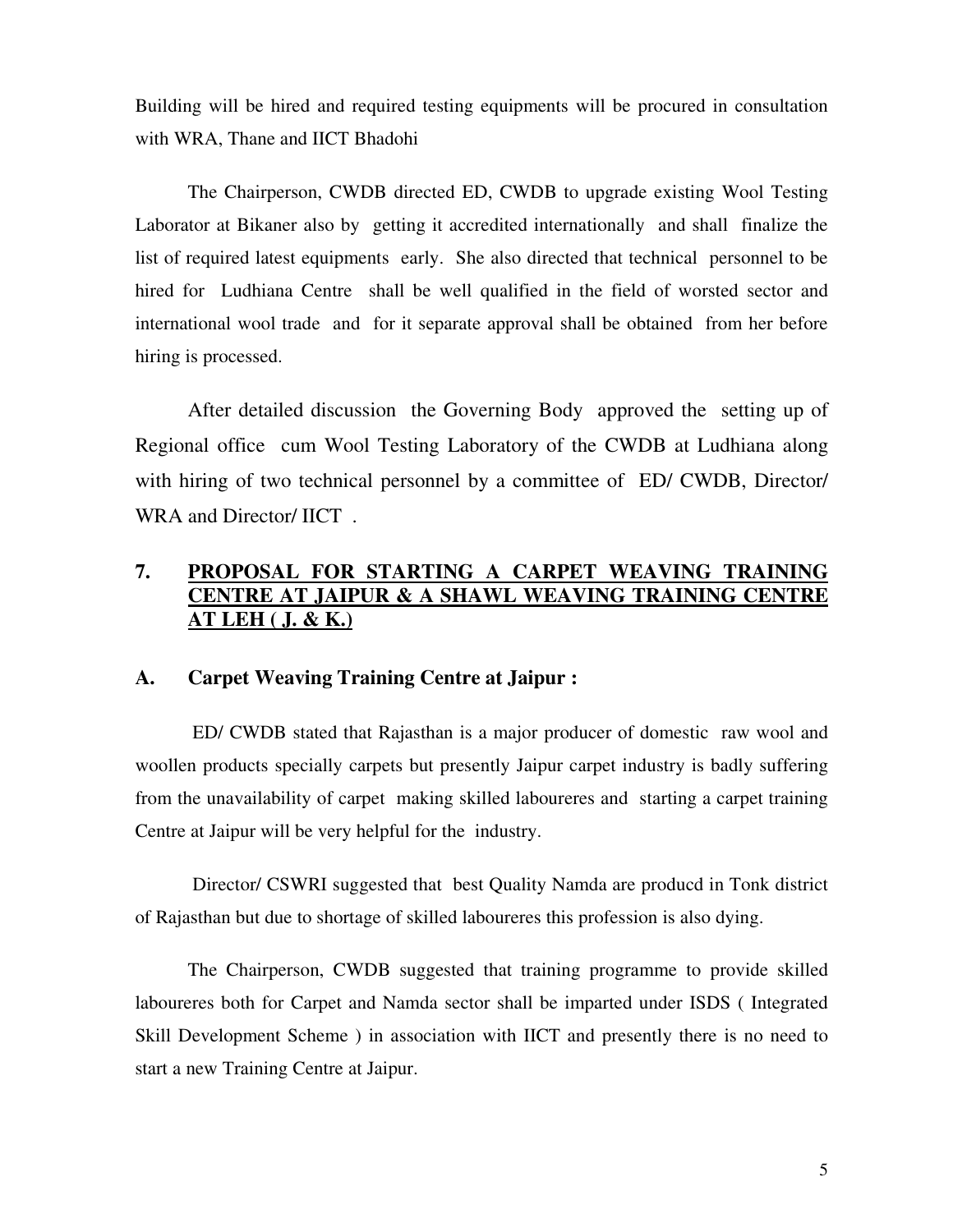Building will be hired and required testing equipments will be procured in consultation with WRA, Thane and IICT Bhadohi

The Chairperson, CWDB directed ED, CWDB to upgrade existing Wool Testing Laborator at Bikaner also by getting it accredited internationally and shall finalize the list of required latest equipments early. She also directed that technical personnel to be hired for Ludhiana Centre shall be well qualified in the field of worsted sector and international wool trade and for it separate approval shall be obtained from her before hiring is processed.

After detailed discussion the Governing Body approved the setting up of Regional office cum Wool Testing Laboratory of the CWDB at Ludhiana along with hiring of two technical personnel by a committee of ED/ CWDB, Director/ WRA and Director/ IICT .

## 7. <u>PROPOSAL FOR STARTING A CARPET WEAVING TRAINING CENTRE AT JAIPUR & A SHAWL WEAVING TRAINING CENTRE AT LEH ( J. & K.)</u>

### A. Carpet Weaving Training Centre at Jaipur :

ED/ CWDB stated that Rajasthan is a major producer of domestic raw wool and woollen products specially carpets but presently Jaipur carpet industry is badly suffering from the unavailability of carpet making skilled laboureres and starting a carpet training Centre at Jaipur will be very helpful for the industry.

Director/ CSWRI suggested that best Quality Namda are producd in Tonk district of Rajasthan but due to shortage of skilled laboureres this profession is also dying.

The Chairperson, CWDB suggested that training programme to provide skilled laboureres both for Carpet and Namda sector shall be imparted under ISDS ( Integrated Skill Development Scheme ) in association with IICT and presently there is no need to start a new Training Centre at Jaipur.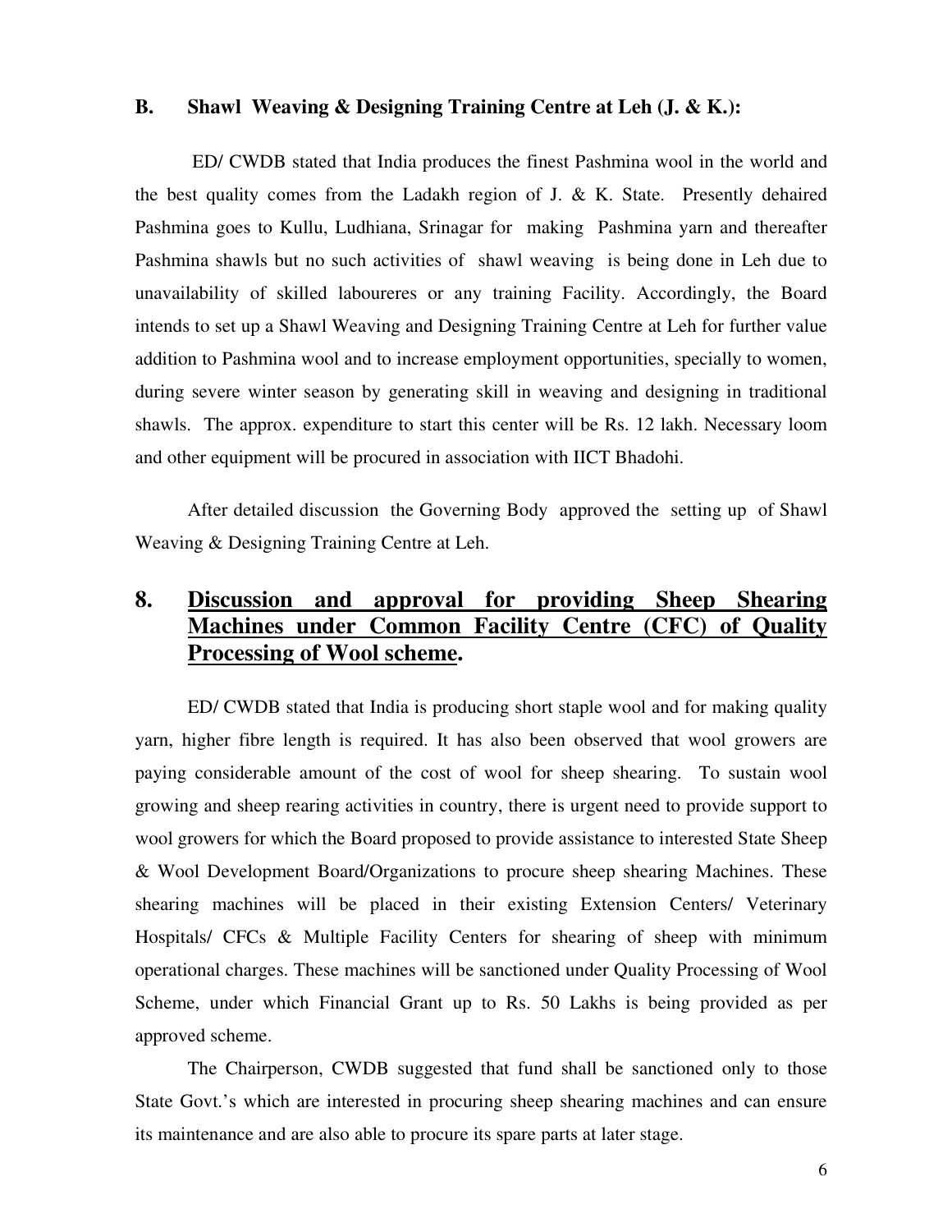### B. Shawl Weaving & Designing Training Centre at Leh (J. & K.):

ED/ CWDB stated that India produces the finest Pashmina wool in the world and the best quality comes from the Ladakh region of J. & K. State. Presently dehaired Pashmina goes to Kullu, Ludhiana, Srinagar for making Pashmina yarn and thereafter Pashmina shawls but no such activities of shawl weaving is being done in Leh due to unavailability of skilled laboureres or any training Facility. Accordingly, the Board intends to set up a Shawl Weaving and Designing Training Centre at Leh for further value addition to Pashmina wool and to increase employment opportunities, specially to women, during severe winter season by generating skill in weaving and designing in traditional shawls. The approx. expenditure to start this center will be Rs. 12 lakh. Necessary loom and other equipment will be procured in association with IICT Bhadohi.

After detailed discussion the Governing Body approved the setting up of Shawl Weaving & Designing Training Centre at Leh.

## 8. Discussion and approval for providing Sheep Shearing Machines under Common Facility Centre (CFC) of Quality Processing of Wool scheme.

ED/ CWDB stated that India is producing short staple wool and for making quality yarn, higher fibre length is required. It has also been observed that wool growers are paying considerable amount of the cost of wool for sheep shearing. To sustain wool growing and sheep rearing activities in country, there is urgent need to provide support to wool growers for which the Board proposed to provide assistance to interested State Sheep & Wool Development Board/Organizations to procure sheep shearing Machines. These shearing machines will be placed in their existing Extension Centers/ Veterinary Hospitals/ CFCs & Multiple Facility Centers for shearing of sheep with minimum operational charges. These machines will be sanctioned under Quality Processing of Wool Scheme, under which Financial Grant up to Rs. 50 Lakhs is being provided as per approved scheme.

The Chairperson, CWDB suggested that fund shall be sanctioned only to those State Govt.'s which are interested in procuring sheep shearing machines and can ensure its maintenance and are also able to procure its spare parts at later stage.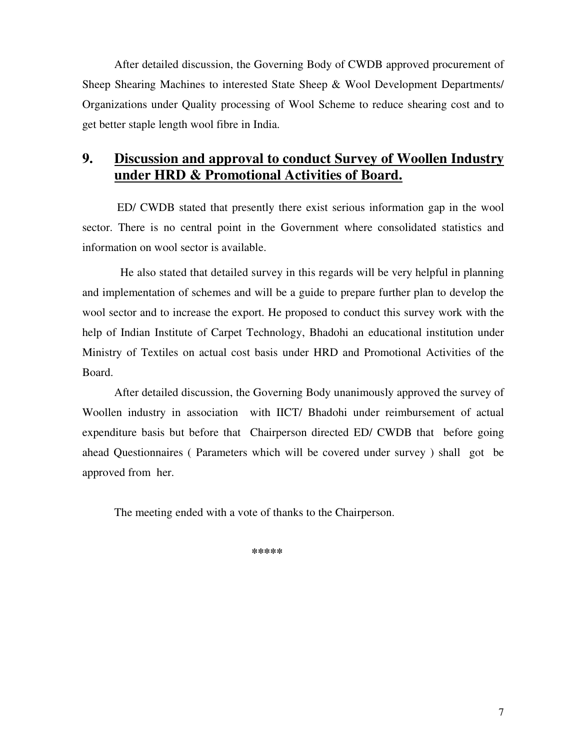After detailed discussion, the Governing Body of CWDB approved procurement of Sheep Shearing Machines to interested State Sheep & Wool Development Departments/ Organizations under Quality processing of Wool Scheme to reduce shearing cost and to get better staple length wool fibre in India.

## 9. <u>Discussion and approval to conduct Survey of Woollen Industry under HRD & Promotional Activities of Board.</u>

ED/ CWDB stated that presently there exist serious information gap in the wool sector. There is no central point in the Government where consolidated statistics and information on wool sector is available.

He also stated that detailed survey in this regards will be very helpful in planning and implementation of schemes and will be a guide to prepare further plan to develop the wool sector and to increase the export. He proposed to conduct this survey work with the help of Indian Institute of Carpet Technology, Bhadohi an educational institution under Ministry of Textiles on actual cost basis under HRD and Promotional Activities of the Board.

After detailed discussion, the Governing Body unanimously approved the survey of Woollen industry in association with IICT/ Bhadohi under reimbursement of actual expenditure basis but before that Chairperson directed ED/ CWDB that before going ahead Questionnaires ( Parameters which will be covered under survey ) shall got be approved from her.

The meeting ended with a vote of thanks to the Chairperson.

*****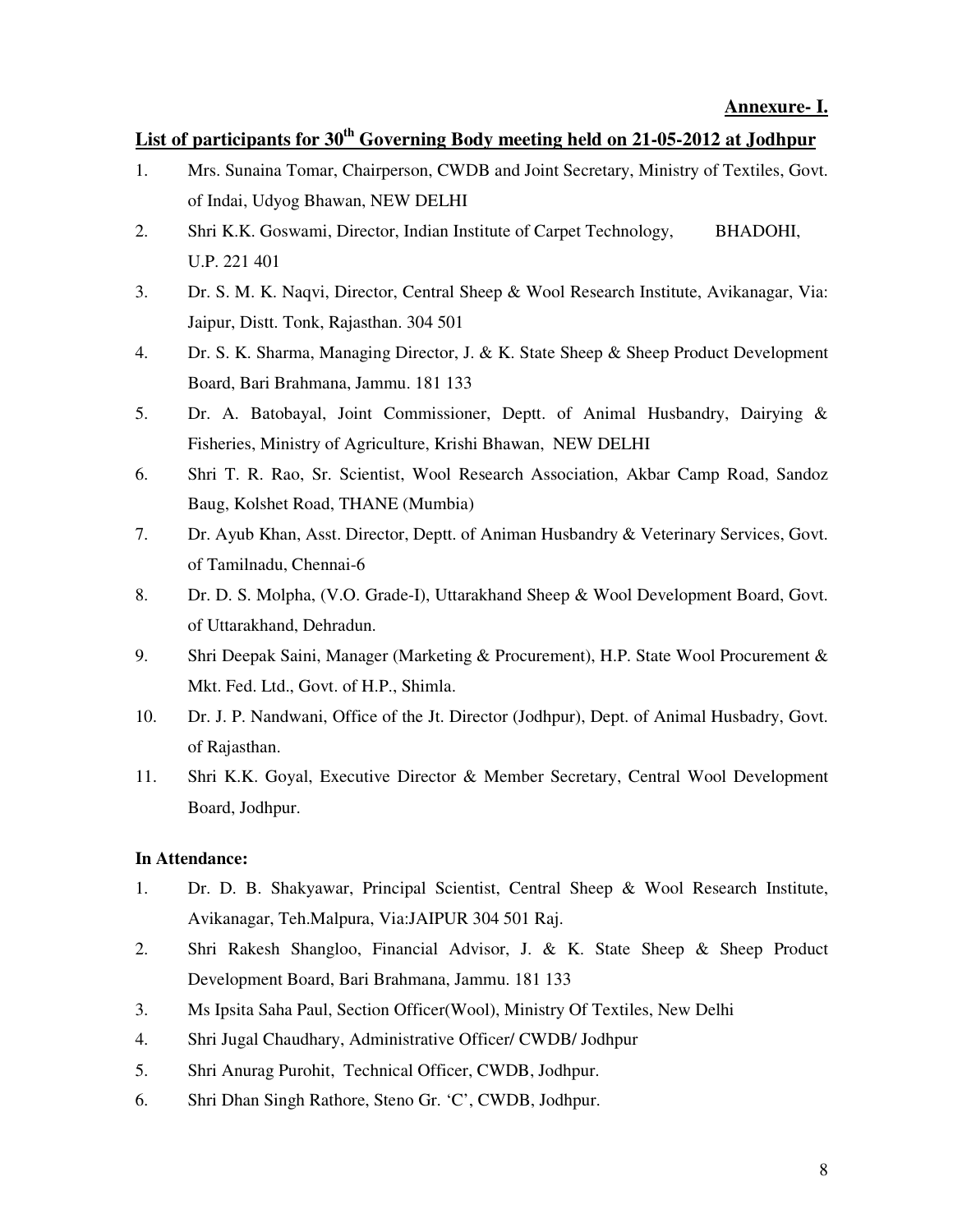**Annexure- I.**

## List of participants for 30th Governing Body meeting held on 21-05-2012 at Jodhpur

1. Mrs. Sunaina Tomar, Chairperson, CWDB and Joint Secretary, Ministry of Textiles, Govt. of Indai, Udyog Bhawan, NEW DELHI
2. Shri K.K. Goswami, Director, Indian Institute of Carpet Technology, BHADOHI, U.P. 221 401
3. Dr. S. M. K. Naqvi, Director, Central Sheep & Wool Research Institute, Avikanagar, Via: Jaipur, Distt. Tonk, Rajasthan. 304 501
4. Dr. S. K. Sharma, Managing Director, J. & K. State Sheep & Sheep Product Development Board, Bari Brahmana, Jammu. 181 133
5. Dr. A. Batobayal, Joint Commissioner, Deptt. of Animal Husbandry, Dairying & Fisheries, Ministry of Agriculture, Krishi Bhawan, NEW DELHI
6. Shri T. R. Rao, Sr. Scientist, Wool Research Association, Akbar Camp Road, Sandoz Baug, Kolshet Road, THANE (Mumbia)
7. Dr. Ayub Khan, Asst. Director, Deptt. of Animan Husbandry & Veterinary Services, Govt. of Tamilnadu, Chennai-6
8. Dr. D. S. Molpha, (V.O. Grade-I), Uttarakhand Sheep & Wool Development Board, Govt. of Uttarakhand, Dehradun.
9. Shri Deepak Saini, Manager (Marketing & Procurement), H.P. State Wool Procurement & Mkt. Fed. Ltd., Govt. of H.P., Shimla.
10. Dr. J. P. Nandwani, Office of the Jt. Director (Jodhpur), Dept. of Animal Husbadry, Govt. of Rajasthan.
11. Shri K.K. Goyal, Executive Director & Member Secretary, Central Wool Development Board, Jodhpur.

**In Attendance:**

1. Dr. D. B. Shakyawar, Principal Scientist, Central Sheep & Wool Research Institute, Avikanagar, Teh.Malpura, Via:JAIPUR 304 501 Raj.
2. Shri Rakesh Shangloo, Financial Advisor, J. & K. State Sheep & Sheep Product Development Board, Bari Brahmana, Jammu. 181 133
3. Ms Ipsita Saha Paul, Section Officer(Wool), Ministry Of Textiles, New Delhi
4. Shri Jugal Chaudhary, Administrative Officer/ CWDB/ Jodhpur
5. Shri Anurag Purohit, Technical Officer, CWDB, Jodhpur.
6. Shri Dhan Singh Rathore, Steno Gr. 'C', CWDB, Jodhpur.